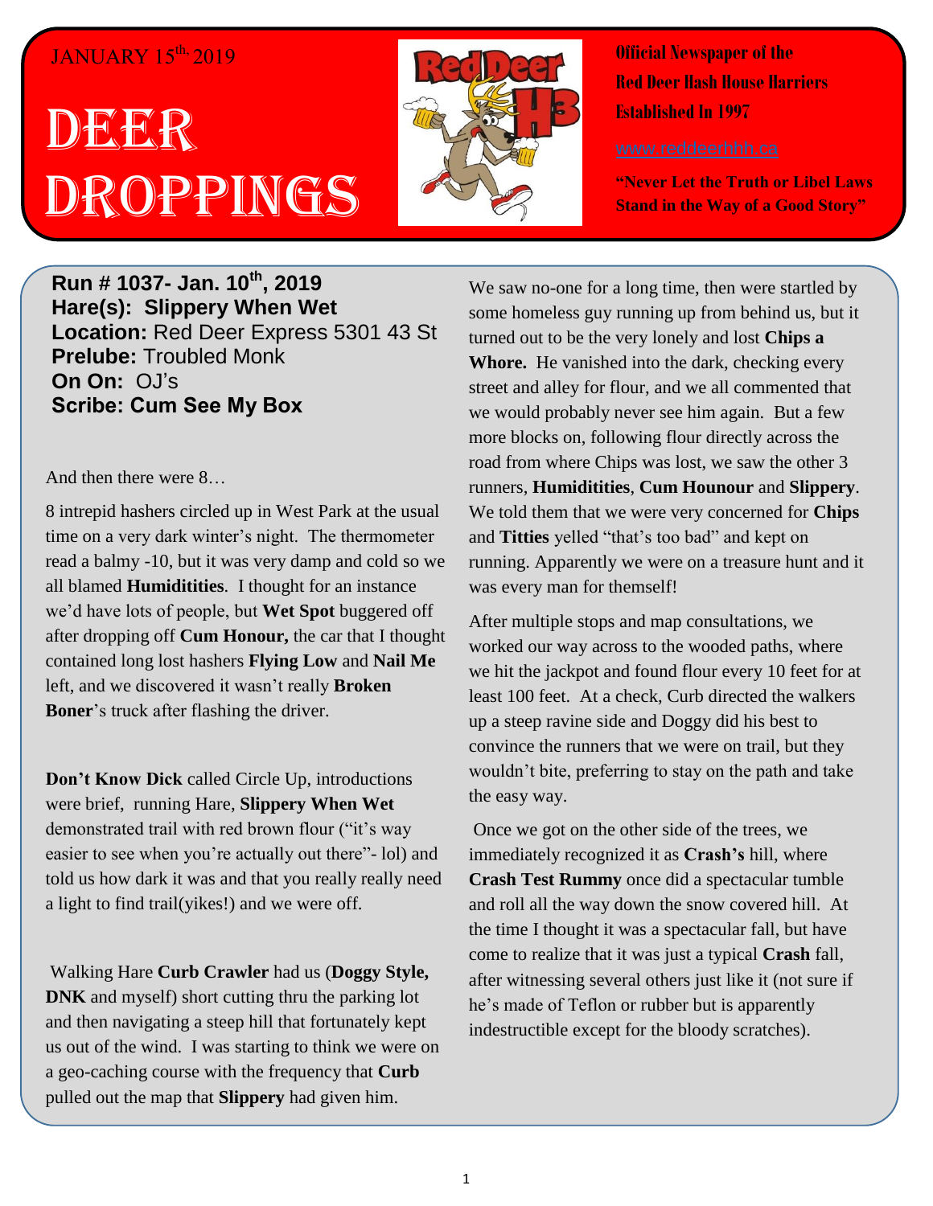JANUARY 15th 2019

# DEER DROPPINGS

**Official Newspaper of the Red Deer Hash House Harriers Established In 1997**

www.reddeerhhh.ca

**"Never Let the Truth or Libel Laws Stand in the Way of a Good Story"**

**Run # 1037- Jan. 10th, 2019**
**Hare(s): Slippery When Wet**
**Location:** Red Deer Express 5301 43 St
**Prelube:** Troubled Monk
**On On:** OJ's
**Scribe: Cum See My Box**

And then there were 8…

8 intrepid hashers circled up in West Park at the usual time on a very dark winter's night. The thermometer read a balmy -10, but it was very damp and cold so we all blamed **Humiditities**. I thought for an instance we'd have lots of people, but **Wet Spot** buggered off after dropping off **Cum Honour,** the car that I thought contained long lost hashers **Flying Low** and **Nail Me** left, and we discovered it wasn't really **Broken Boner**'s truck after flashing the driver.

**Don't Know Dick** called Circle Up, introductions were brief, running Hare, **Slippery When Wet** demonstrated trail with red brown flour ("it's way easier to see when you're actually out there"- lol) and told us how dark it was and that you really really need a light to find trail(yikes!) and we were off.

Walking Hare **Curb Crawler** had us (**Doggy Style, DNK** and myself) short cutting thru the parking lot and then navigating a steep hill that fortunately kept us out of the wind. I was starting to think we were on a geo-caching course with the frequency that **Curb** pulled out the map that **Slippery** had given him.

We saw no-one for a long time, then were startled by some homeless guy running up from behind us, but it turned out to be the very lonely and lost **Chips a Whore.** He vanished into the dark, checking every street and alley for flour, and we all commented that we would probably never see him again. But a few more blocks on, following flour directly across the road from where Chips was lost, we saw the other 3 runners, **Humiditities**, **Cum Hounour** and **Slippery**. We told them that we were very concerned for **Chips** and **Titties** yelled "that's too bad" and kept on running. Apparently we were on a treasure hunt and it was every man for themself!

After multiple stops and map consultations, we worked our way across to the wooded paths, where we hit the jackpot and found flour every 10 feet for at least 100 feet. At a check, Curb directed the walkers up a steep ravine side and Doggy did his best to convince the runners that we were on trail, but they wouldn't bite, preferring to stay on the path and take the easy way.

Once we got on the other side of the trees, we immediately recognized it as **Crash's** hill, where **Crash Test Rummy** once did a spectacular tumble and roll all the way down the snow covered hill. At the time I thought it was a spectacular fall, but have come to realize that it was just a typical **Crash** fall, after witnessing several others just like it (not sure if he's made of Teflon or rubber but is apparently indestructible except for the bloody scratches).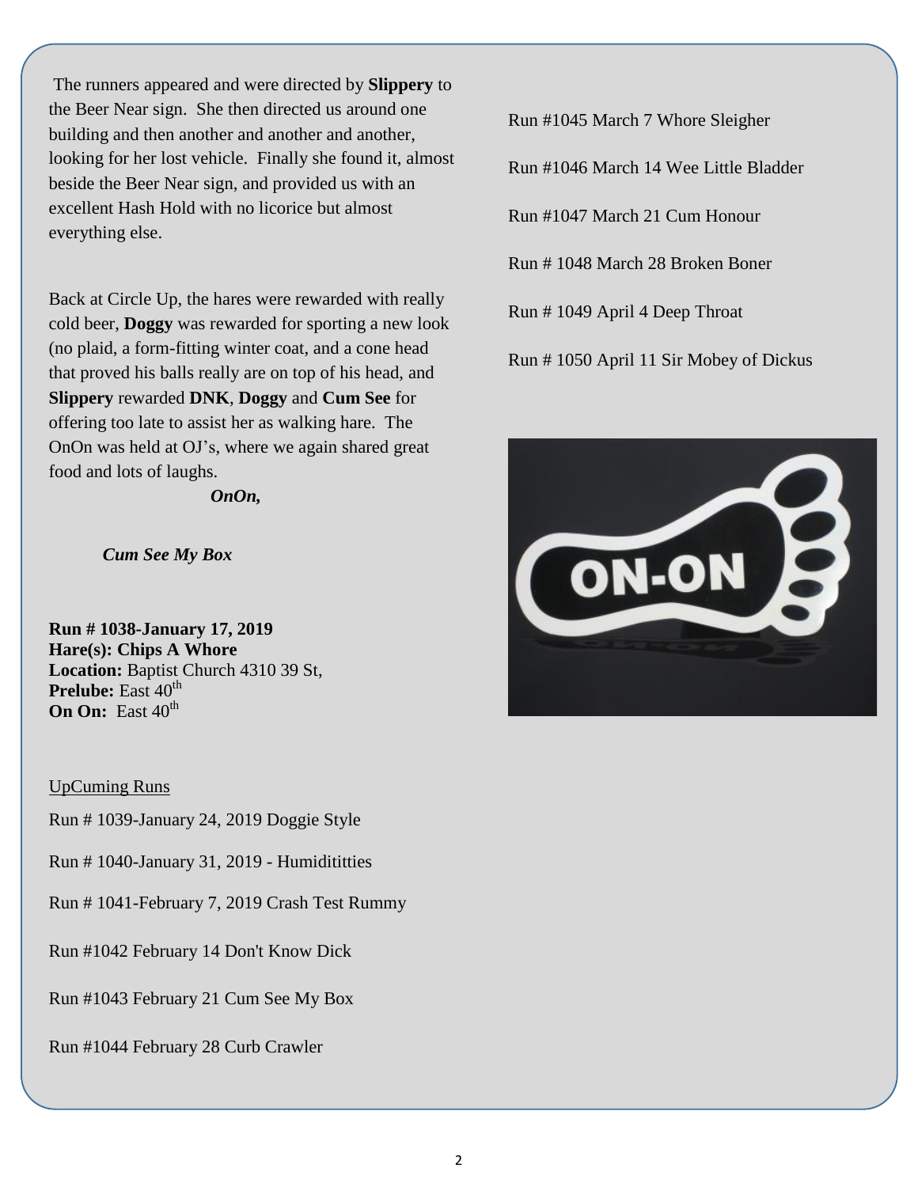The runners appeared and were directed by **Slippery** to the Beer Near sign. She then directed us around one building and then another and another and another, looking for her lost vehicle. Finally she found it, almost beside the Beer Near sign, and provided us with an excellent Hash Hold with no licorice but almost everything else.

Back at Circle Up, the hares were rewarded with really cold beer, **Doggy** was rewarded for sporting a new look (no plaid, a form-fitting winter coat, and a cone head that proved his balls really are on top of his head, and **Slippery** rewarded **DNK**, **Doggy** and **Cum See** for offering too late to assist her as walking hare. The OnOn was held at OJ's, where we again shared great food and lots of laughs.

***OnOn,***

***Cum See My Box***

**Run # 1038-January 17, 2019**
**Hare(s): Chips A Whore**
**Location:** Baptist Church 4310 39 St,
**Prelube:** East 40th
**On On:** East 40th

UpCuming Runs

Run # 1039-January 24, 2019 Doggie Style

Run # 1040-January 31, 2019 - Humidititties

Run # 1041-February 7, 2019 Crash Test Rummy

Run #1042 February 14 Don't Know Dick

Run #1043 February 21 Cum See My Box

Run #1044 February 28 Curb Crawler

Run #1045 March 7 Whore Sleigher

Run #1046 March 14 Wee Little Bladder

Run #1047 March 21 Cum Honour

Run # 1048 March 28 Broken Boner

Run # 1049 April 4 Deep Throat

Run # 1050 April 11 Sir Mobey of Dickus